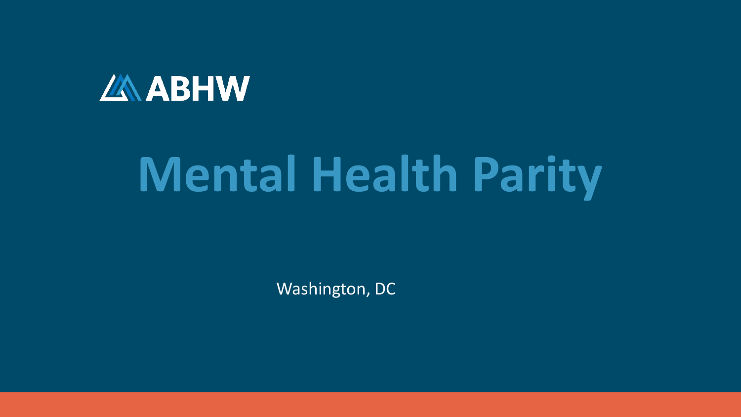ABHW

# Mental Health Parity

Washington, DC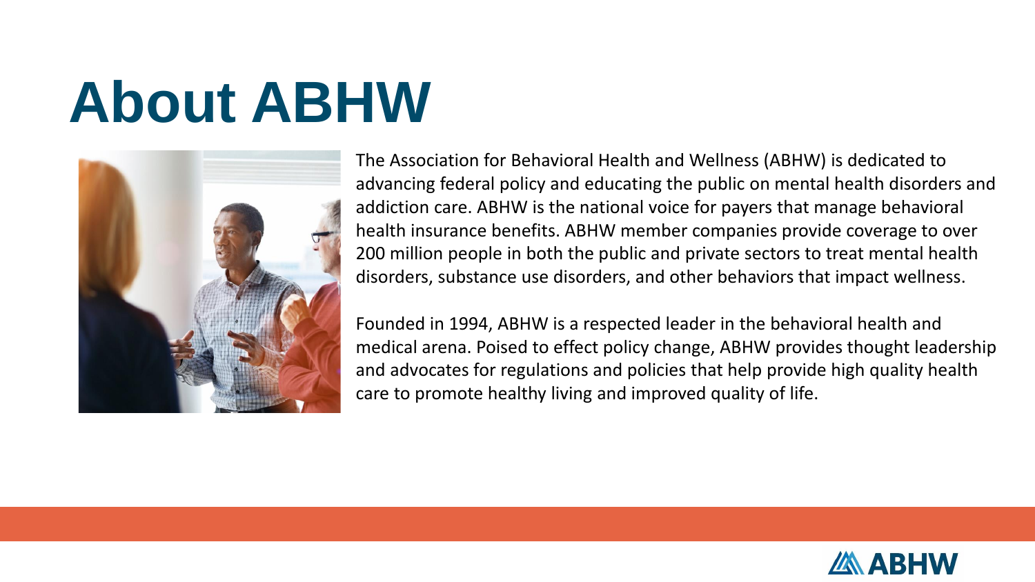# About ABHW

The Association for Behavioral Health and Wellness (ABHW) is dedicated to advancing federal policy and educating the public on mental health disorders and addiction care. ABHW is the national voice for payers that manage behavioral health insurance benefits. ABHW member companies provide coverage to over 200 million people in both the public and private sectors to treat mental health disorders, substance use disorders, and other behaviors that impact wellness.

Founded in 1994, ABHW is a respected leader in the behavioral health and medical arena. Poised to effect policy change, ABHW provides thought leadership and advocates for regulations and policies that help provide high quality health care to promote healthy living and improved quality of life.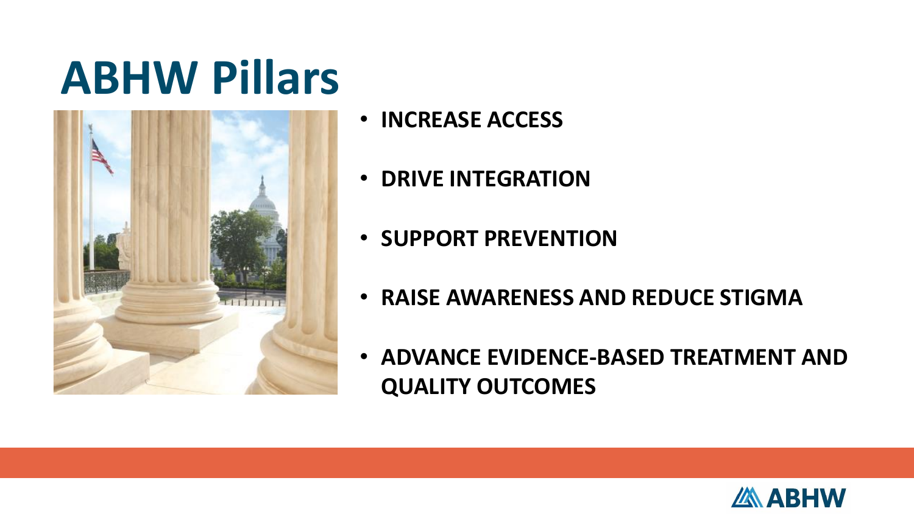# ABHW Pillars

- **INCREASE ACCESS**
- **DRIVE INTEGRATION**
- **SUPPORT PREVENTION**
- **RAISE AWARENESS AND REDUCE STIGMA**
- **ADVANCE EVIDENCE-BASED TREATMENT AND QUALITY OUTCOMES**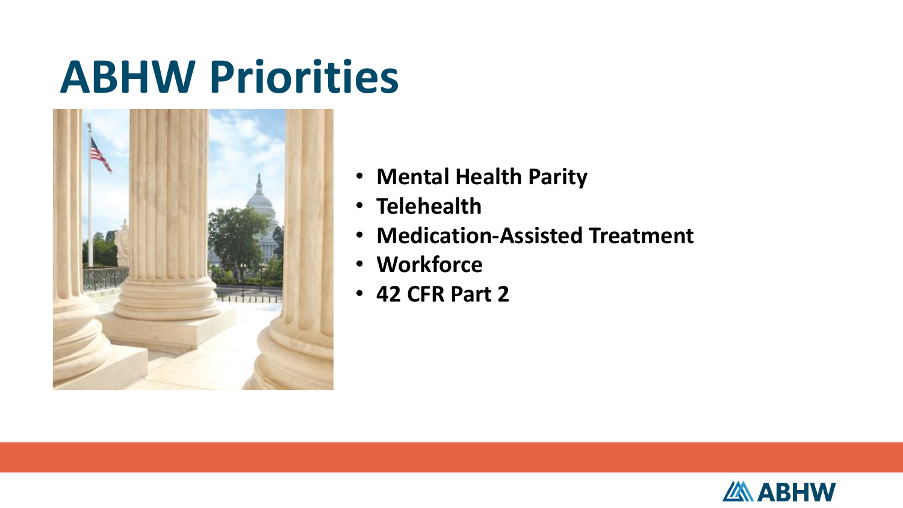# ABHW Priorities

- **Mental Health Parity**
- **Telehealth**
- **Medication-Assisted Treatment**
- **Workforce**
- **42 CFR Part 2**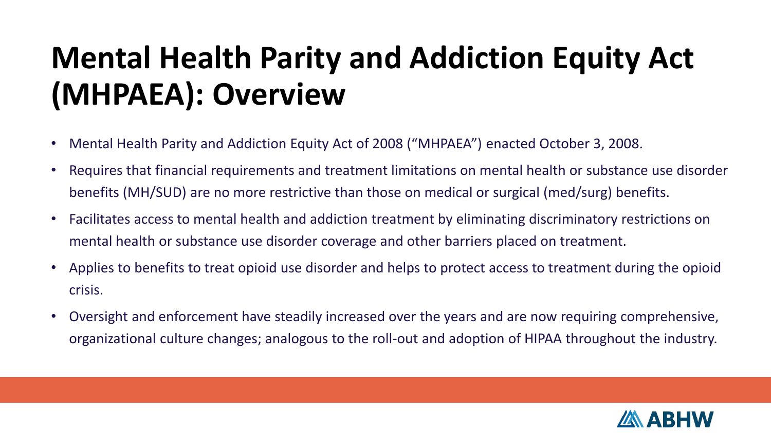# Mental Health Parity and Addiction Equity Act (MHPAEA): Overview

- Mental Health Parity and Addiction Equity Act of 2008 ("MHPAEA") enacted October 3, 2008.
- Requires that financial requirements and treatment limitations on mental health or substance use disorder benefits (MH/SUD) are no more restrictive than those on medical or surgical (med/surg) benefits.
- Facilitates access to mental health and addiction treatment by eliminating discriminatory restrictions on mental health or substance use disorder coverage and other barriers placed on treatment.
- Applies to benefits to treat opioid use disorder and helps to protect access to treatment during the opioid crisis.
- Oversight and enforcement have steadily increased over the years and are now requiring comprehensive, organizational culture changes; analogous to the roll-out and adoption of HIPAA throughout the industry.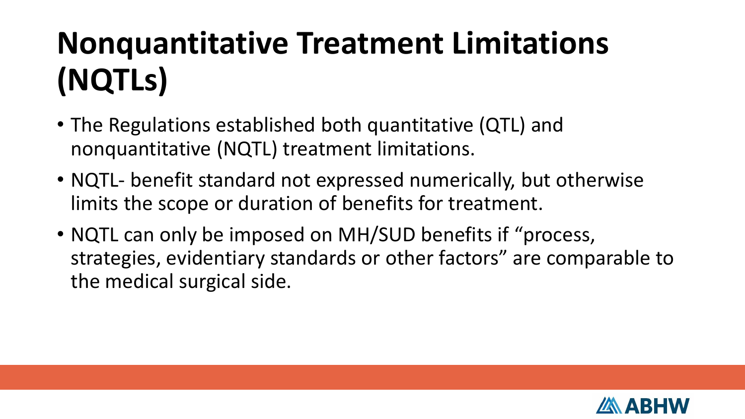# Nonquantitative Treatment Limitations (NQTLs)

- The Regulations established both quantitative (QTL) and nonquantitative (NQTL) treatment limitations.
- NQTL- benefit standard not expressed numerically, but otherwise limits the scope or duration of benefits for treatment.
- NQTL can only be imposed on MH/SUD benefits if "process, strategies, evidentiary standards or other factors" are comparable to the medical surgical side.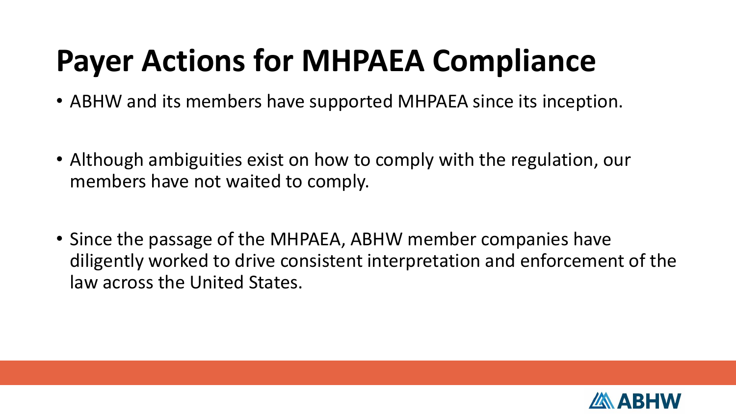# Payer Actions for MHPAEA Compliance

- ABHW and its members have supported MHPAEA since its inception.
- Although ambiguities exist on how to comply with the regulation, our members have not waited to comply.
- Since the passage of the MHPAEA, ABHW member companies have diligently worked to drive consistent interpretation and enforcement of the law across the United States.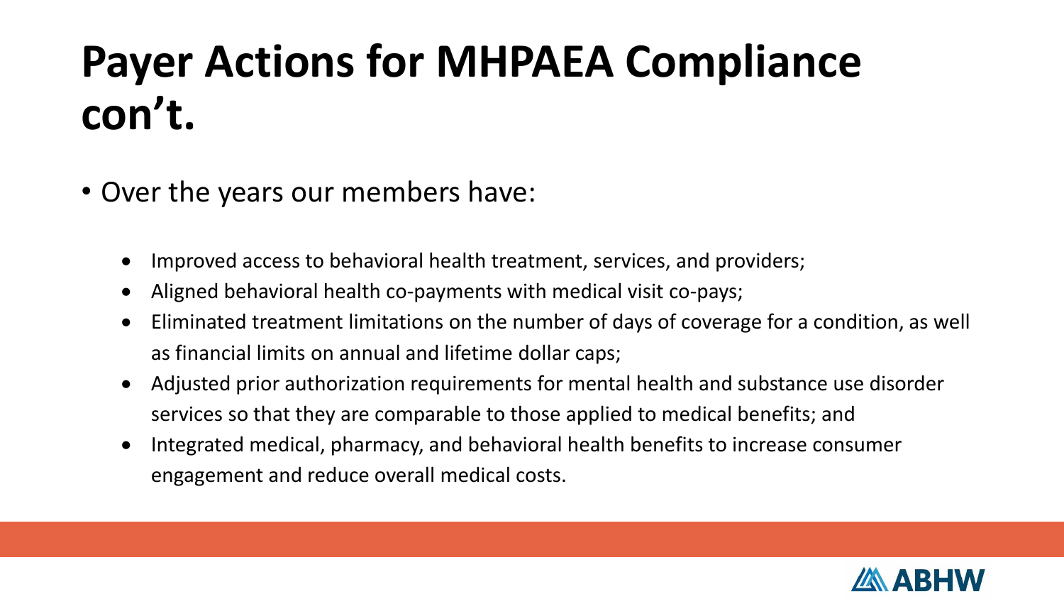# Payer Actions for MHPAEA Compliance con't.

- Over the years our members have:
  - Improved access to behavioral health treatment, services, and providers;
  - Aligned behavioral health co-payments with medical visit co-pays;
  - Eliminated treatment limitations on the number of days of coverage for a condition, as well as financial limits on annual and lifetime dollar caps;
  - Adjusted prior authorization requirements for mental health and substance use disorder services so that they are comparable to those applied to medical benefits; and
  - Integrated medical, pharmacy, and behavioral health benefits to increase consumer engagement and reduce overall medical costs.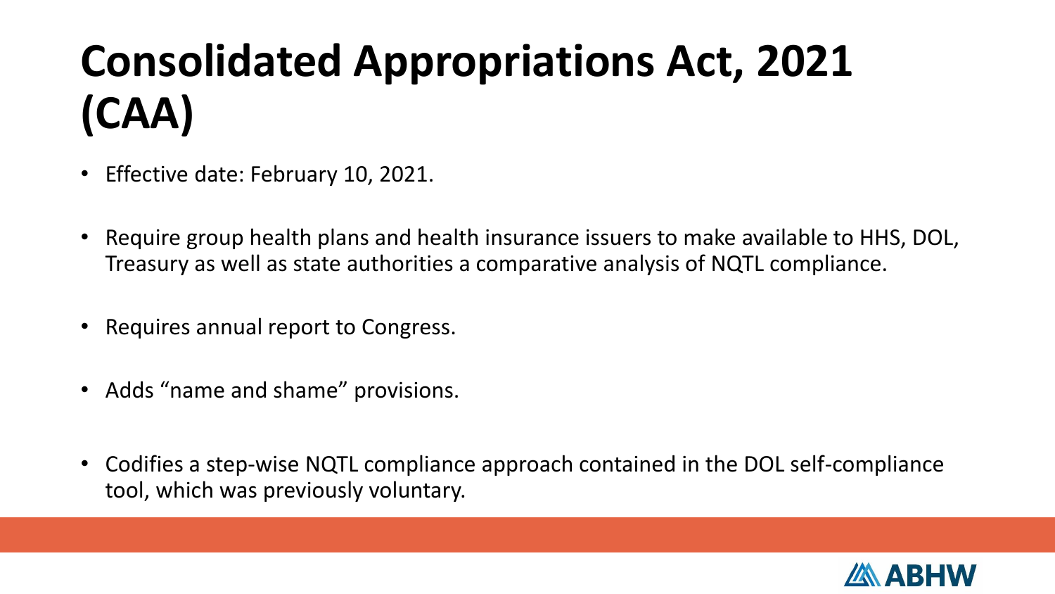# Consolidated Appropriations Act, 2021 (CAA)

- Effective date: February 10, 2021.
- Require group health plans and health insurance issuers to make available to HHS, DOL, Treasury as well as state authorities a comparative analysis of NQTL compliance.
- Requires annual report to Congress.
- Adds “name and shame” provisions.
- Codifies a step-wise NQTL compliance approach contained in the DOL self-compliance tool, which was previously voluntary.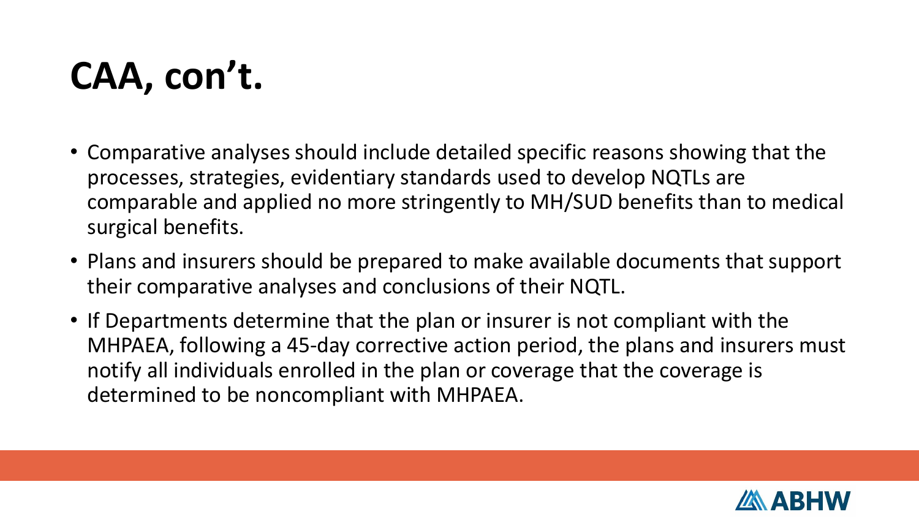# CAA, con't.

- Comparative analyses should include detailed specific reasons showing that the processes, strategies, evidentiary standards used to develop NQTLs are comparable and applied no more stringently to MH/SUD benefits than to medical surgical benefits.
- Plans and insurers should be prepared to make available documents that support their comparative analyses and conclusions of their NQTL.
- If Departments determine that the plan or insurer is not compliant with the MHPAEA, following a 45-day corrective action period, the plans and insurers must notify all individuals enrolled in the plan or coverage that the coverage is determined to be noncompliant with MHPAEA.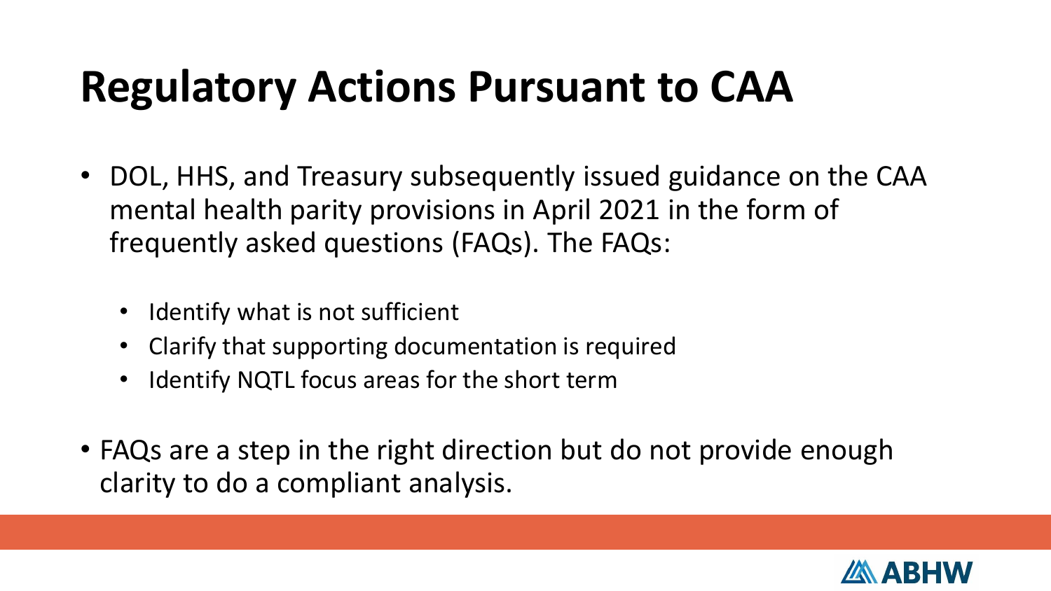# Regulatory Actions Pursuant to CAA

- DOL, HHS, and Treasury subsequently issued guidance on the CAA mental health parity provisions in April 2021 in the form of frequently asked questions (FAQs). The FAQs:
  - Identify what is not sufficient
  - Clarify that supporting documentation is required
  - Identify NQTL focus areas for the short term
- FAQs are a step in the right direction but do not provide enough clarity to do a compliant analysis.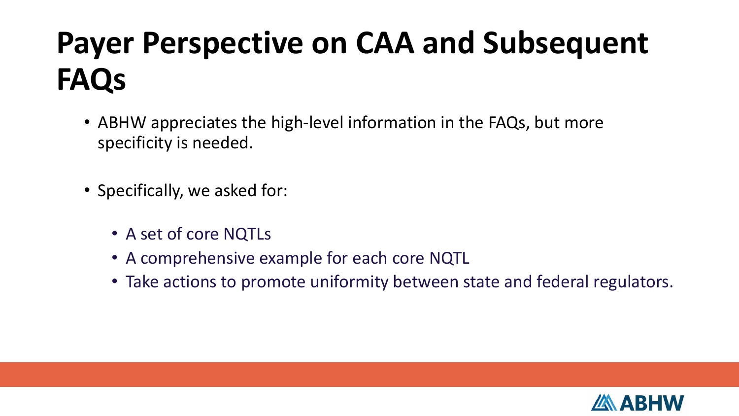# Payer Perspective on CAA and Subsequent FAQs

- ABHW appreciates the high-level information in the FAQs, but more specificity is needed.
- Specifically, we asked for:
  - A set of core NQTLs
  - A comprehensive example for each core NQTL
  - Take actions to promote uniformity between state and federal regulators.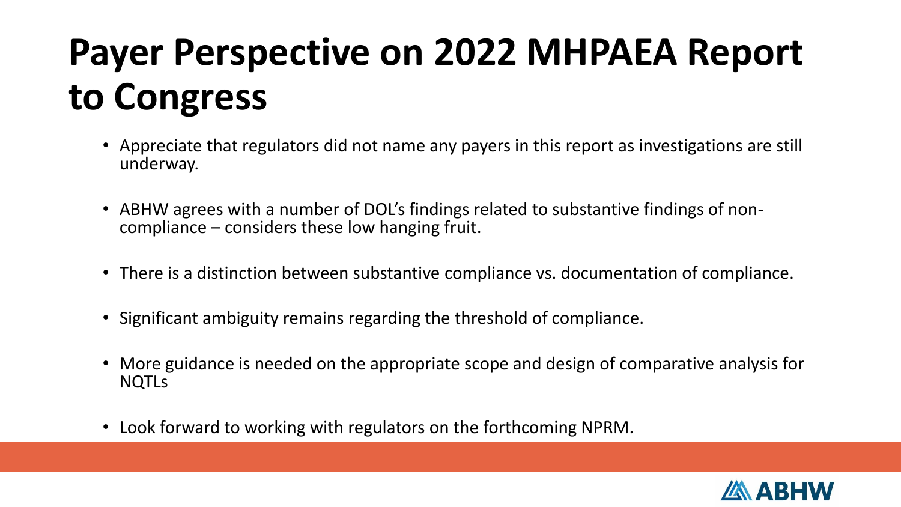# Payer Perspective on 2022 MHPAEA Report to Congress

- Appreciate that regulators did not name any payers in this report as investigations are still underway.
- ABHW agrees with a number of DOL's findings related to substantive findings of non-compliance – considers these low hanging fruit.
- There is a distinction between substantive compliance vs. documentation of compliance.
- Significant ambiguity remains regarding the threshold of compliance.
- More guidance is needed on the appropriate scope and design of comparative analysis for NQTLs
- Look forward to working with regulators on the forthcoming NPRM.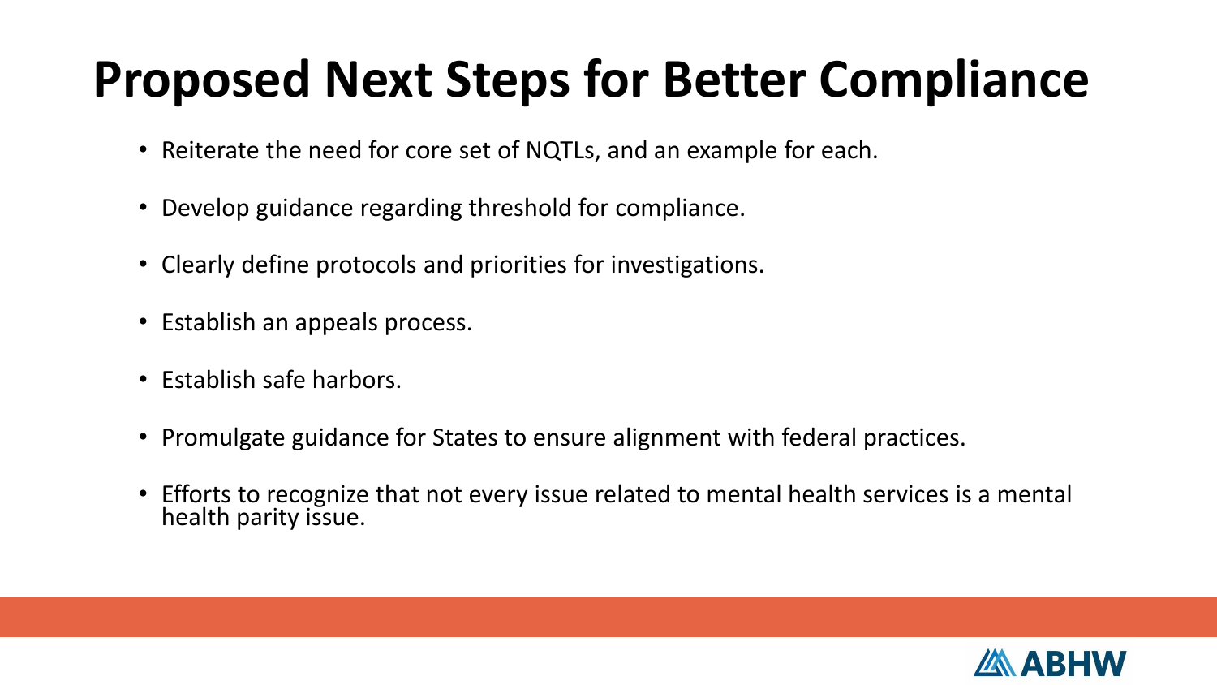# Proposed Next Steps for Better Compliance

- Reiterate the need for core set of NQTLs, and an example for each.
- Develop guidance regarding threshold for compliance.
- Clearly define protocols and priorities for investigations.
- Establish an appeals process.
- Establish safe harbors.
- Promulgate guidance for States to ensure alignment with federal practices.
- Efforts to recognize that not every issue related to mental health services is a mental health parity issue.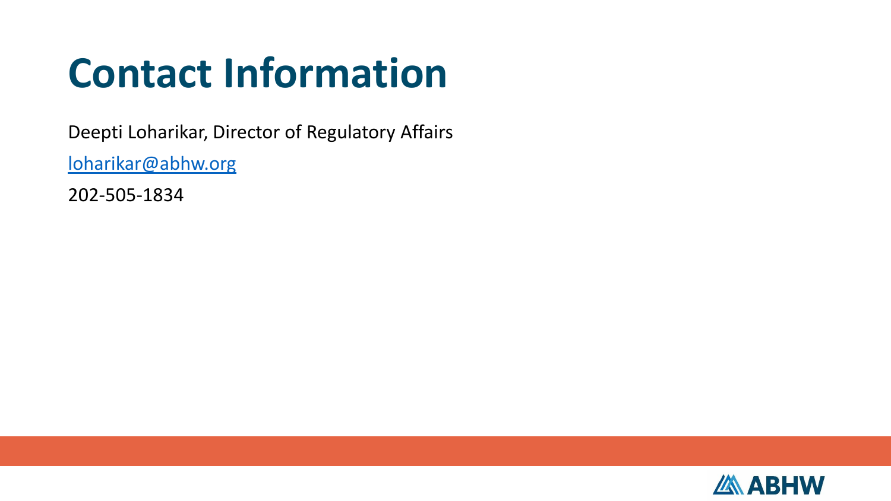# Contact Information

Deepti Loharikar, Director of Regulatory Affairs

loharikar@abhw.org

202-505-1834